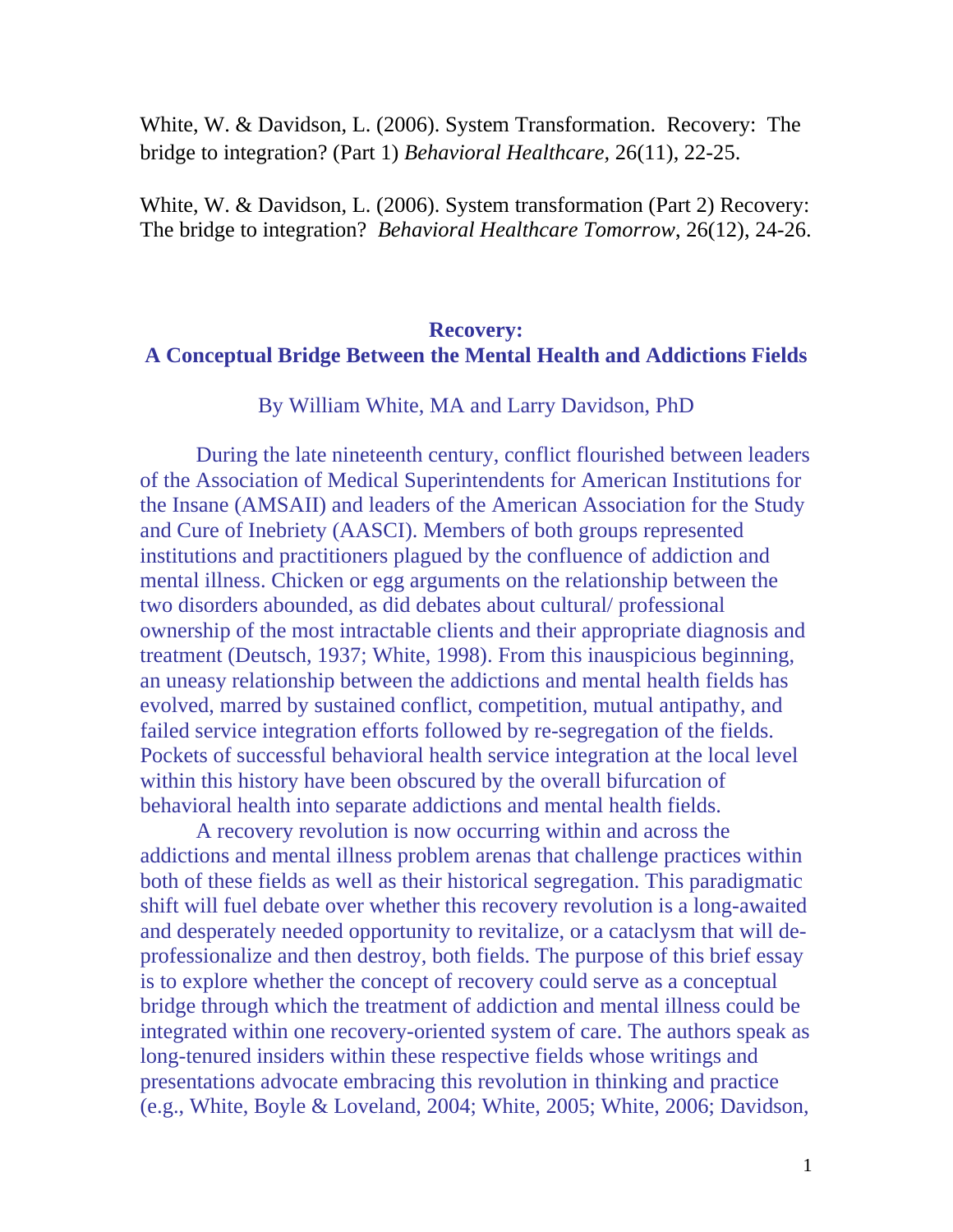White, W. & Davidson, L. (2006). System Transformation. Recovery: The bridge to integration? (Part 1) *Behavioral Healthcare,* 26(11), 22-25.

White, W. & Davidson, L. (2006). System transformation (Part 2) Recovery: The bridge to integration? *Behavioral Healthcare Tomorrow*, 26(12), 24-26.

# Recovery:
# A Conceptual Bridge Between the Mental Health and Addictions Fields

By William White, MA and Larry Davidson, PhD

During the late nineteenth century, conflict flourished between leaders of the Association of Medical Superintendents for American Institutions for the Insane (AMSAII) and leaders of the American Association for the Study and Cure of Inebriety (AASCI). Members of both groups represented institutions and practitioners plagued by the confluence of addiction and mental illness. Chicken or egg arguments on the relationship between the two disorders abounded, as did debates about cultural/ professional ownership of the most intractable clients and their appropriate diagnosis and treatment (Deutsch, 1937; White, 1998). From this inauspicious beginning, an uneasy relationship between the addictions and mental health fields has evolved, marred by sustained conflict, competition, mutual antipathy, and failed service integration efforts followed by re-segregation of the fields. Pockets of successful behavioral health service integration at the local level within this history have been obscured by the overall bifurcation of behavioral health into separate addictions and mental health fields.

A recovery revolution is now occurring within and across the addictions and mental illness problem arenas that challenge practices within both of these fields as well as their historical segregation. This paradigmatic shift will fuel debate over whether this recovery revolution is a long-awaited and desperately needed opportunity to revitalize, or a cataclysm that will de-professionalize and then destroy, both fields. The purpose of this brief essay is to explore whether the concept of recovery could serve as a conceptual bridge through which the treatment of addiction and mental illness could be integrated within one recovery-oriented system of care. The authors speak as long-tenured insiders within these respective fields whose writings and presentations advocate embracing this revolution in thinking and practice (e.g., White, Boyle & Loveland, 2004; White, 2005; White, 2006; Davidson,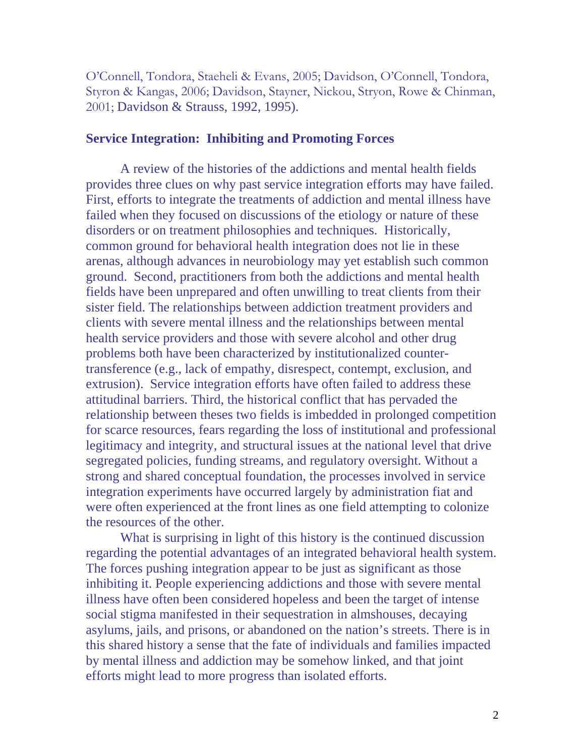O'Connell, Tondora, Staeheli & Evans, 2005; Davidson, O'Connell, Tondora, Styron & Kangas, 2006; Davidson, Stayner, Nickou, Stryon, Rowe & Chinman, 2001; Davidson & Strauss, 1992, 1995).

## Service Integration: Inhibiting and Promoting Forces

A review of the histories of the addictions and mental health fields provides three clues on why past service integration efforts may have failed. First, efforts to integrate the treatments of addiction and mental illness have failed when they focused on discussions of the etiology or nature of these disorders or on treatment philosophies and techniques. Historically, common ground for behavioral health integration does not lie in these arenas, although advances in neurobiology may yet establish such common ground. Second, practitioners from both the addictions and mental health fields have been unprepared and often unwilling to treat clients from their sister field. The relationships between addiction treatment providers and clients with severe mental illness and the relationships between mental health service providers and those with severe alcohol and other drug problems both have been characterized by institutionalized counter-transference (e.g., lack of empathy, disrespect, contempt, exclusion, and extrusion). Service integration efforts have often failed to address these attitudinal barriers. Third, the historical conflict that has pervaded the relationship between theses two fields is imbedded in prolonged competition for scarce resources, fears regarding the loss of institutional and professional legitimacy and integrity, and structural issues at the national level that drive segregated policies, funding streams, and regulatory oversight. Without a strong and shared conceptual foundation, the processes involved in service integration experiments have occurred largely by administration fiat and were often experienced at the front lines as one field attempting to colonize the resources of the other.

What is surprising in light of this history is the continued discussion regarding the potential advantages of an integrated behavioral health system. The forces pushing integration appear to be just as significant as those inhibiting it. People experiencing addictions and those with severe mental illness have often been considered hopeless and been the target of intense social stigma manifested in their sequestration in almshouses, decaying asylums, jails, and prisons, or abandoned on the nation's streets. There is in this shared history a sense that the fate of individuals and families impacted by mental illness and addiction may be somehow linked, and that joint efforts might lead to more progress than isolated efforts.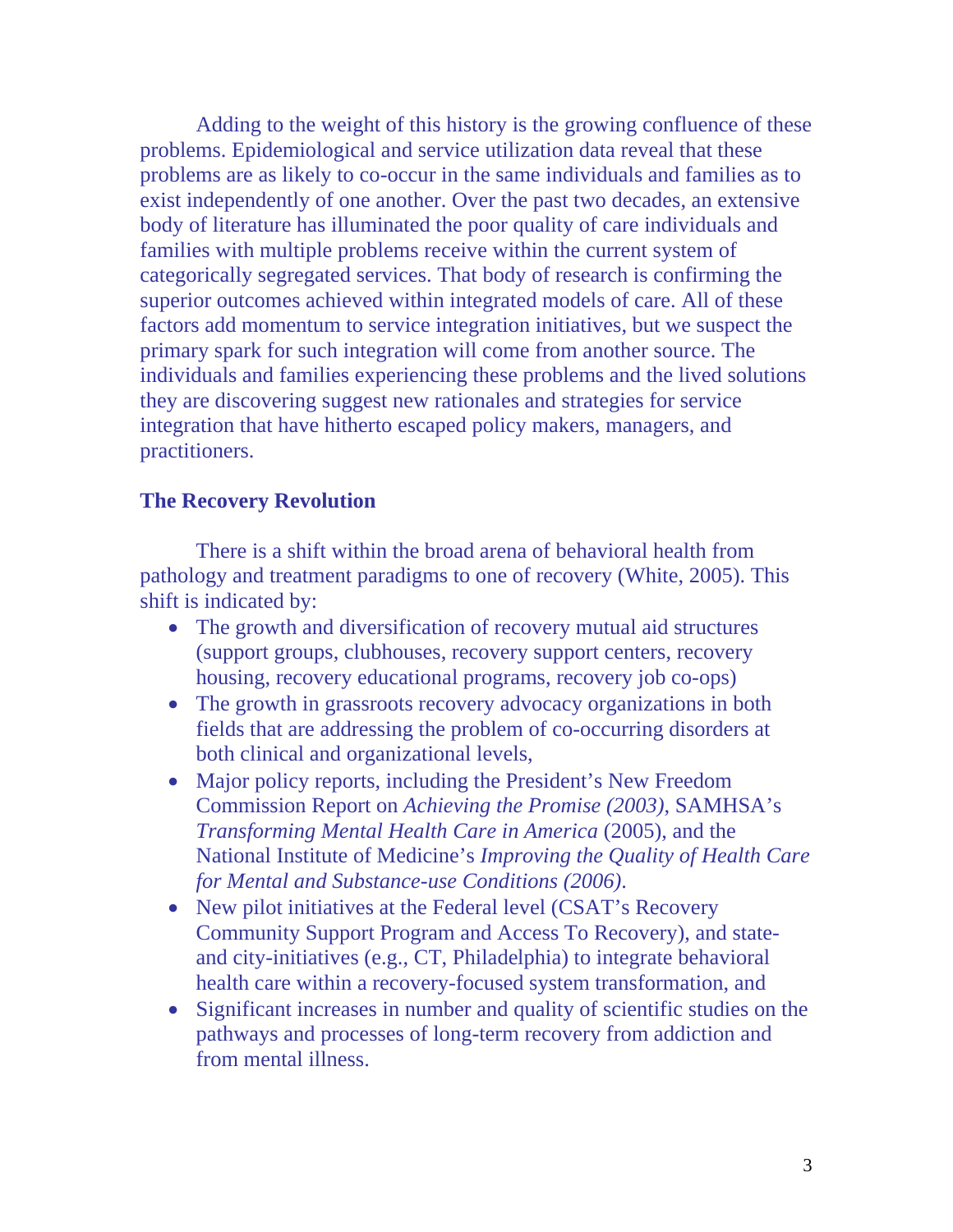Adding to the weight of this history is the growing confluence of these problems. Epidemiological and service utilization data reveal that these problems are as likely to co-occur in the same individuals and families as to exist independently of one another. Over the past two decades, an extensive body of literature has illuminated the poor quality of care individuals and families with multiple problems receive within the current system of categorically segregated services. That body of research is confirming the superior outcomes achieved within integrated models of care. All of these factors add momentum to service integration initiatives, but we suspect the primary spark for such integration will come from another source. The individuals and families experiencing these problems and the lived solutions they are discovering suggest new rationales and strategies for service integration that have hitherto escaped policy makers, managers, and practitioners.

**The Recovery Revolution**

There is a shift within the broad arena of behavioral health from pathology and treatment paradigms to one of recovery (White, 2005). This shift is indicated by:

- The growth and diversification of recovery mutual aid structures (support groups, clubhouses, recovery support centers, recovery housing, recovery educational programs, recovery job co-ops)
- The growth in grassroots recovery advocacy organizations in both fields that are addressing the problem of co-occurring disorders at both clinical and organizational levels,
- Major policy reports, including the President's New Freedom Commission Report on *Achieving the Promise (2003)*, SAMHSA's *Transforming Mental Health Care in America* (2005), and the National Institute of Medicine's *Improving the Quality of Health Care for Mental and Substance-use Conditions (2006)*.
- New pilot initiatives at the Federal level (CSAT's Recovery Community Support Program and Access To Recovery), and state- and city-initiatives (e.g., CT, Philadelphia) to integrate behavioral health care within a recovery-focused system transformation, and
- Significant increases in number and quality of scientific studies on the pathways and processes of long-term recovery from addiction and from mental illness.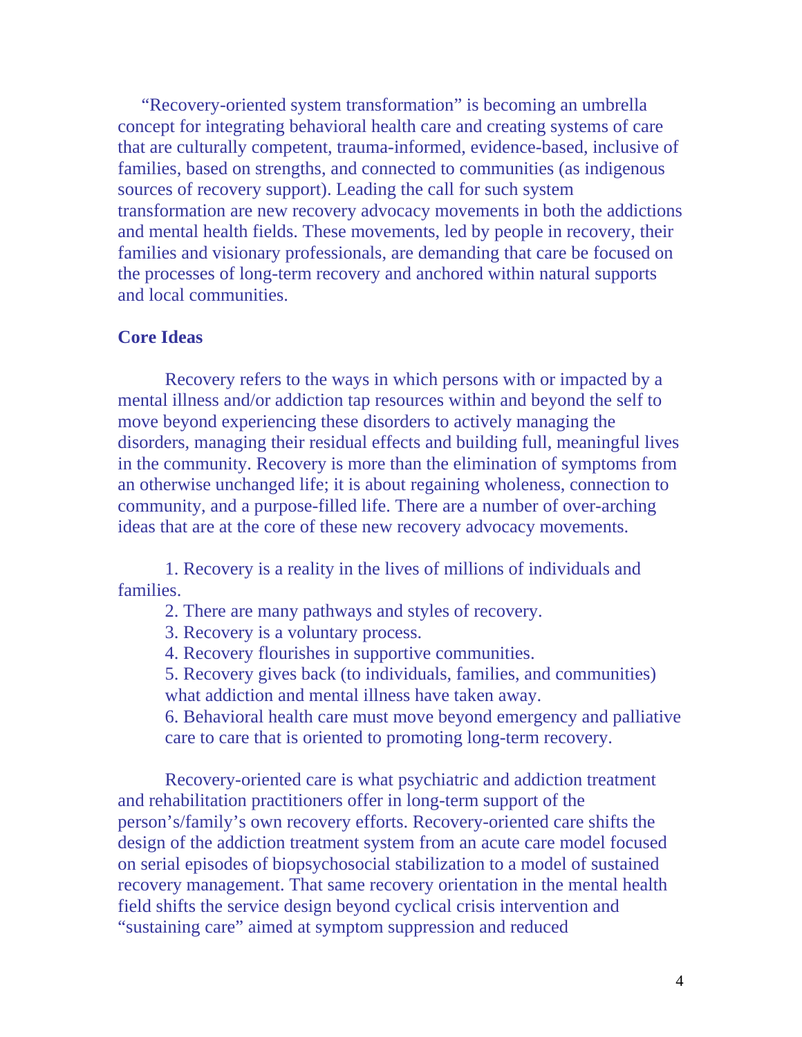"Recovery-oriented system transformation" is becoming an umbrella concept for integrating behavioral health care and creating systems of care that are culturally competent, trauma-informed, evidence-based, inclusive of families, based on strengths, and connected to communities (as indigenous sources of recovery support). Leading the call for such system transformation are new recovery advocacy movements in both the addictions and mental health fields. These movements, led by people in recovery, their families and visionary professionals, are demanding that care be focused on the processes of long-term recovery and anchored within natural supports and local communities.

**Core Ideas**

Recovery refers to the ways in which persons with or impacted by a mental illness and/or addiction tap resources within and beyond the self to move beyond experiencing these disorders to actively managing the disorders, managing their residual effects and building full, meaningful lives in the community. Recovery is more than the elimination of symptoms from an otherwise unchanged life; it is about regaining wholeness, connection to community, and a purpose-filled life. There are a number of over-arching ideas that are at the core of these new recovery advocacy movements.

1. Recovery is a reality in the lives of millions of individuals and families.
2. There are many pathways and styles of recovery.
3. Recovery is a voluntary process.
4. Recovery flourishes in supportive communities.
5. Recovery gives back (to individuals, families, and communities) what addiction and mental illness have taken away.
6. Behavioral health care must move beyond emergency and palliative care to care that is oriented to promoting long-term recovery.

Recovery-oriented care is what psychiatric and addiction treatment and rehabilitation practitioners offer in long-term support of the person's/family's own recovery efforts. Recovery-oriented care shifts the design of the addiction treatment system from an acute care model focused on serial episodes of biopsychosocial stabilization to a model of sustained recovery management. That same recovery orientation in the mental health field shifts the service design beyond cyclical crisis intervention and "sustaining care" aimed at symptom suppression and reduced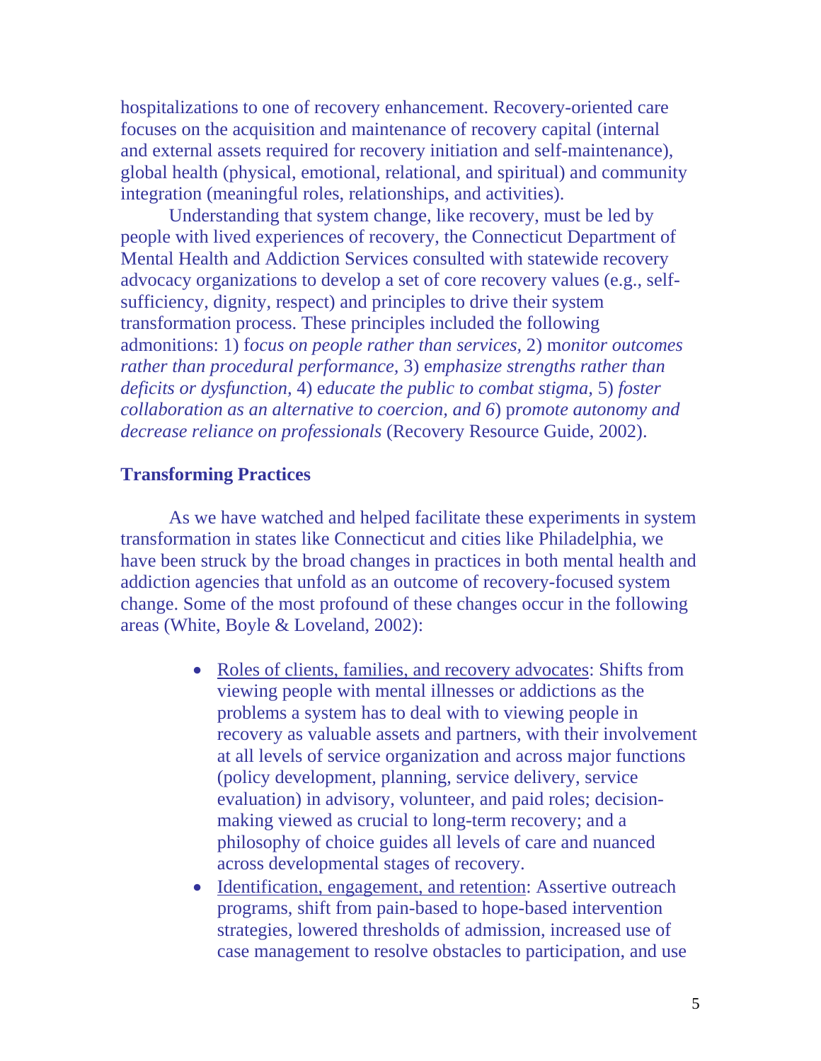hospitalizations to one of recovery enhancement. Recovery-oriented care focuses on the acquisition and maintenance of recovery capital (internal and external assets required for recovery initiation and self-maintenance), global health (physical, emotional, relational, and spiritual) and community integration (meaningful roles, relationships, and activities).

Understanding that system change, like recovery, must be led by people with lived experiences of recovery, the Connecticut Department of Mental Health and Addiction Services consulted with statewide recovery advocacy organizations to develop a set of core recovery values (e.g., self-sufficiency, dignity, respect) and principles to drive their system transformation process. These principles included the following admonitions: 1) f*ocus on people rather than services,* 2) m*onitor outcomes rather than procedural performance,* 3) e*mphasize strengths rather than deficits or dysfunction,* 4) e*ducate the public to combat stigma,* 5) *foster collaboration as an alternative to coercion, and 6*) p*romote autonomy and decrease reliance on professionals* (Recovery Resource Guide, 2002).

### Transforming Practices

As we have watched and helped facilitate these experiments in system transformation in states like Connecticut and cities like Philadelphia, we have been struck by the broad changes in practices in both mental health and addiction agencies that unfold as an outcome of recovery-focused system change. Some of the most profound of these changes occur in the following areas (White, Boyle & Loveland, 2002):

- <u>Roles of clients, families, and recovery advocates</u>: Shifts from viewing people with mental illnesses or addictions as the problems a system has to deal with to viewing people in recovery as valuable assets and partners, with their involvement at all levels of service organization and across major functions (policy development, planning, service delivery, service evaluation) in advisory, volunteer, and paid roles; decision-making viewed as crucial to long-term recovery; and a philosophy of choice guides all levels of care and nuanced across developmental stages of recovery.
- <u>Identification, engagement, and retention</u>: Assertive outreach programs, shift from pain-based to hope-based intervention strategies, lowered thresholds of admission, increased use of case management to resolve obstacles to participation, and use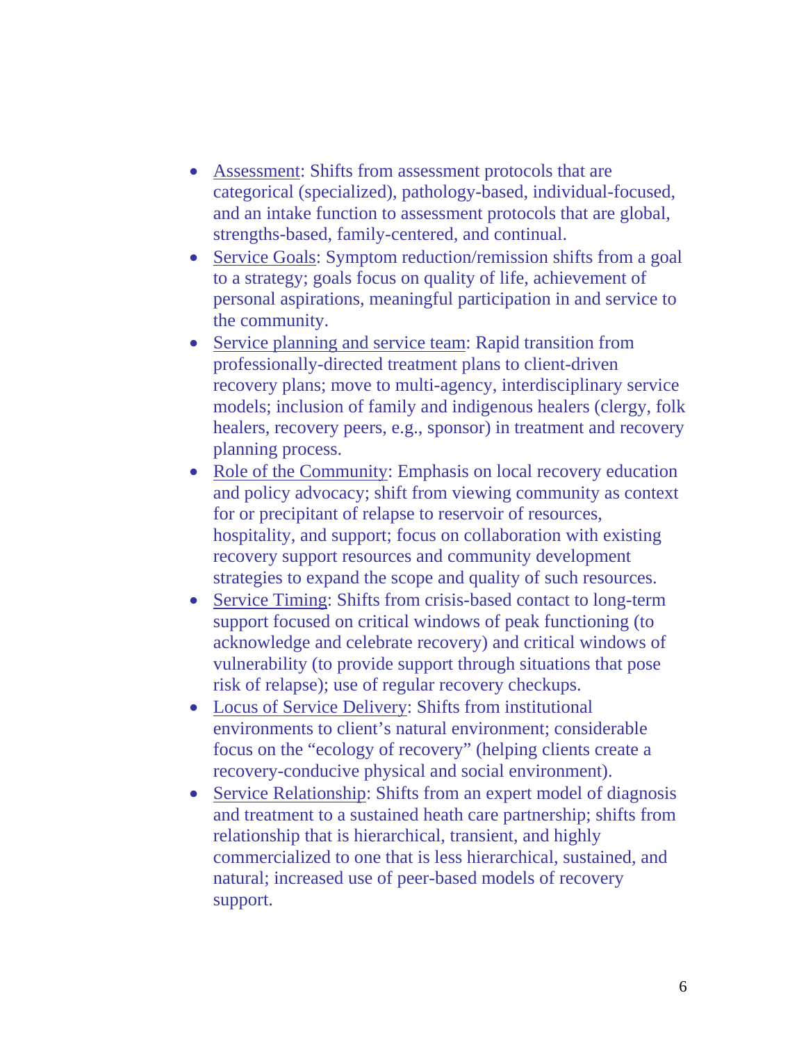- <u>Assessment</u>: Shifts from assessment protocols that are categorical (specialized), pathology-based, individual-focused, and an intake function to assessment protocols that are global, strengths-based, family-centered, and continual.
- <u>Service Goals</u>: Symptom reduction/remission shifts from a goal to a strategy; goals focus on quality of life, achievement of personal aspirations, meaningful participation in and service to the community.
- <u>Service planning and service team</u>: Rapid transition from professionally-directed treatment plans to client-driven recovery plans; move to multi-agency, interdisciplinary service models; inclusion of family and indigenous healers (clergy, folk healers, recovery peers, e.g., sponsor) in treatment and recovery planning process.
- <u>Role of the Community</u>: Emphasis on local recovery education and policy advocacy; shift from viewing community as context for or precipitant of relapse to reservoir of resources, hospitality, and support; focus on collaboration with existing recovery support resources and community development strategies to expand the scope and quality of such resources.
- <u>Service Timing</u>: Shifts from crisis-based contact to long-term support focused on critical windows of peak functioning (to acknowledge and celebrate recovery) and critical windows of vulnerability (to provide support through situations that pose risk of relapse); use of regular recovery checkups.
- <u>Locus of Service Delivery</u>: Shifts from institutional environments to client's natural environment; considerable focus on the "ecology of recovery" (helping clients create a recovery-conducive physical and social environment).
- <u>Service Relationship</u>: Shifts from an expert model of diagnosis and treatment to a sustained heath care partnership; shifts from relationship that is hierarchical, transient, and highly commercialized to one that is less hierarchical, sustained, and natural; increased use of peer-based models of recovery support.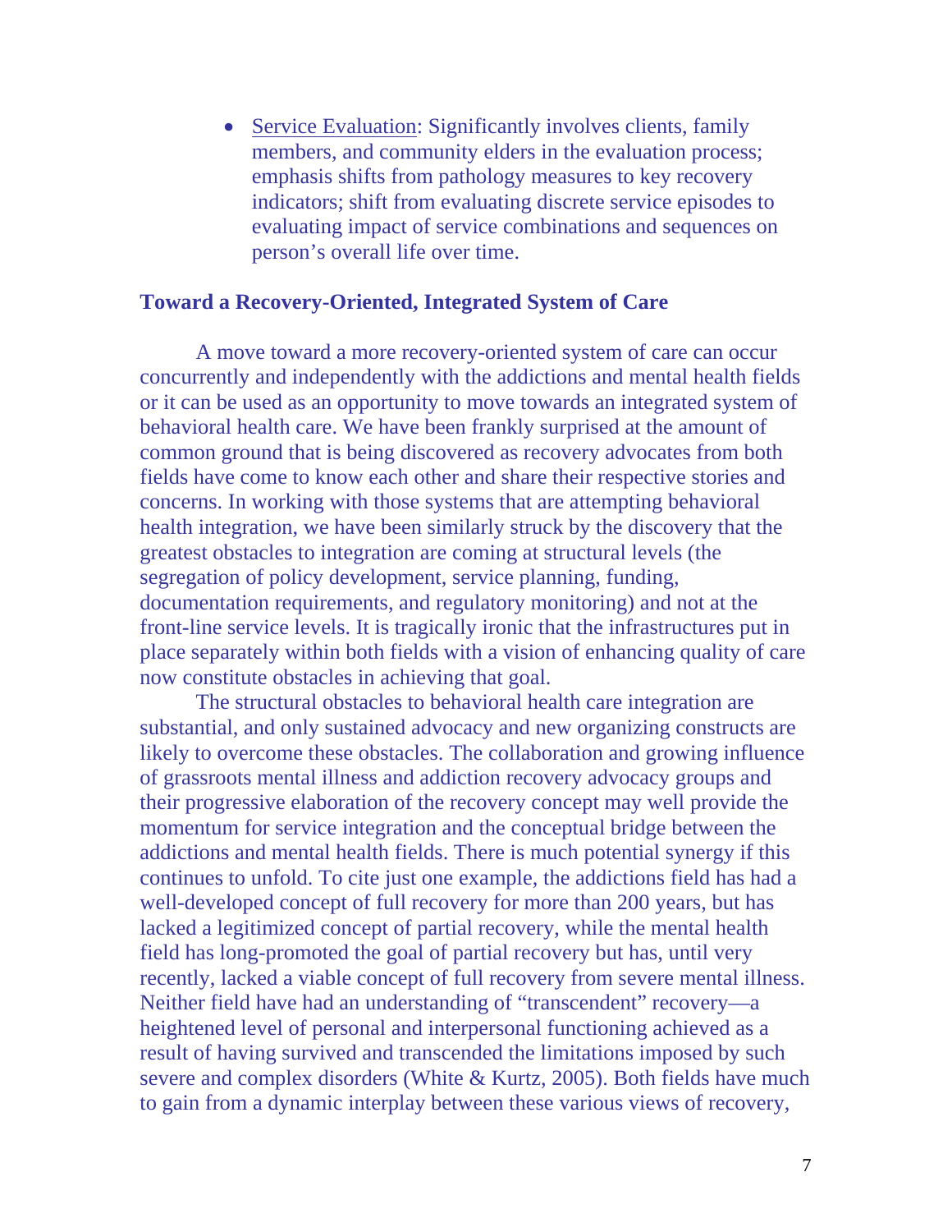- Service Evaluation: Significantly involves clients, family members, and community elders in the evaluation process; emphasis shifts from pathology measures to key recovery indicators; shift from evaluating discrete service episodes to evaluating impact of service combinations and sequences on person's overall life over time.

**Toward a Recovery-Oriented, Integrated System of Care**

A move toward a more recovery-oriented system of care can occur concurrently and independently with the addictions and mental health fields or it can be used as an opportunity to move towards an integrated system of behavioral health care. We have been frankly surprised at the amount of common ground that is being discovered as recovery advocates from both fields have come to know each other and share their respective stories and concerns. In working with those systems that are attempting behavioral health integration, we have been similarly struck by the discovery that the greatest obstacles to integration are coming at structural levels (the segregation of policy development, service planning, funding, documentation requirements, and regulatory monitoring) and not at the front-line service levels. It is tragically ironic that the infrastructures put in place separately within both fields with a vision of enhancing quality of care now constitute obstacles in achieving that goal.

The structural obstacles to behavioral health care integration are substantial, and only sustained advocacy and new organizing constructs are likely to overcome these obstacles. The collaboration and growing influence of grassroots mental illness and addiction recovery advocacy groups and their progressive elaboration of the recovery concept may well provide the momentum for service integration and the conceptual bridge between the addictions and mental health fields. There is much potential synergy if this continues to unfold. To cite just one example, the addictions field has had a well-developed concept of full recovery for more than 200 years, but has lacked a legitimized concept of partial recovery, while the mental health field has long-promoted the goal of partial recovery but has, until very recently, lacked a viable concept of full recovery from severe mental illness. Neither field have had an understanding of "transcendent" recovery—a heightened level of personal and interpersonal functioning achieved as a result of having survived and transcended the limitations imposed by such severe and complex disorders (White & Kurtz, 2005). Both fields have much to gain from a dynamic interplay between these various views of recovery,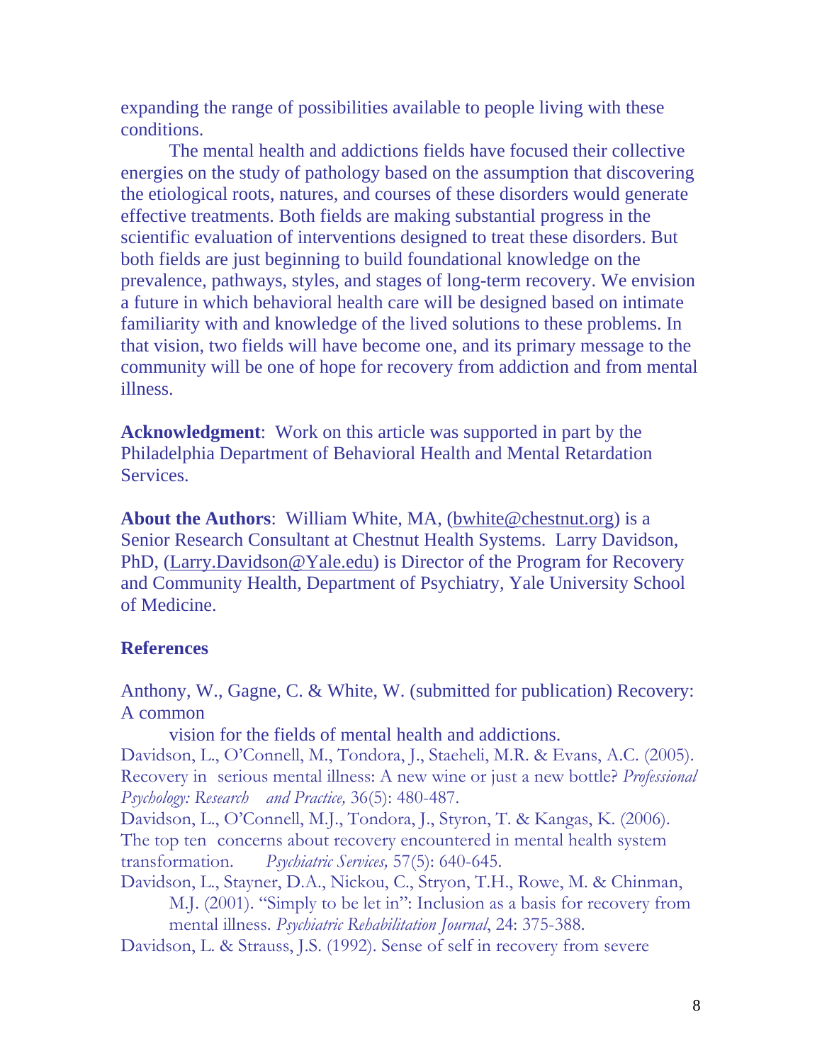expanding the range of possibilities available to people living with these conditions.

The mental health and addictions fields have focused their collective energies on the study of pathology based on the assumption that discovering the etiological roots, natures, and courses of these disorders would generate effective treatments. Both fields are making substantial progress in the scientific evaluation of interventions designed to treat these disorders. But both fields are just beginning to build foundational knowledge on the prevalence, pathways, styles, and stages of long-term recovery. We envision a future in which behavioral health care will be designed based on intimate familiarity with and knowledge of the lived solutions to these problems. In that vision, two fields will have become one, and its primary message to the community will be one of hope for recovery from addiction and from mental illness.

**Acknowledgment**: Work on this article was supported in part by the Philadelphia Department of Behavioral Health and Mental Retardation Services.

**About the Authors**: William White, MA, (bwhite@chestnut.org) is a Senior Research Consultant at Chestnut Health Systems. Larry Davidson, PhD, (Larry.Davidson@Yale.edu) is Director of the Program for Recovery and Community Health, Department of Psychiatry, Yale University School of Medicine.

**References**

Anthony, W., Gagne, C. & White, W. (submitted for publication) Recovery: A common vision for the fields of mental health and addictions.

Davidson, L., O'Connell, M., Tondora, J., Staeheli, M.R. & Evans, A.C. (2005). Recovery in serious mental illness: A new wine or just a new bottle? *Professional Psychology: Research and Practice,* 36(5): 480-487.

Davidson, L., O'Connell, M.J., Tondora, J., Styron, T. & Kangas, K. (2006). The top ten concerns about recovery encountered in mental health system transformation. *Psychiatric Services,* 57(5): 640-645.

Davidson, L., Stayner, D.A., Nickou, C., Stryon, T.H., Rowe, M. & Chinman, M.J. (2001). "Simply to be let in": Inclusion as a basis for recovery from mental illness. *Psychiatric Rehabilitation Journal*, 24: 375-388.

Davidson, L. & Strauss, J.S. (1992). Sense of self in recovery from severe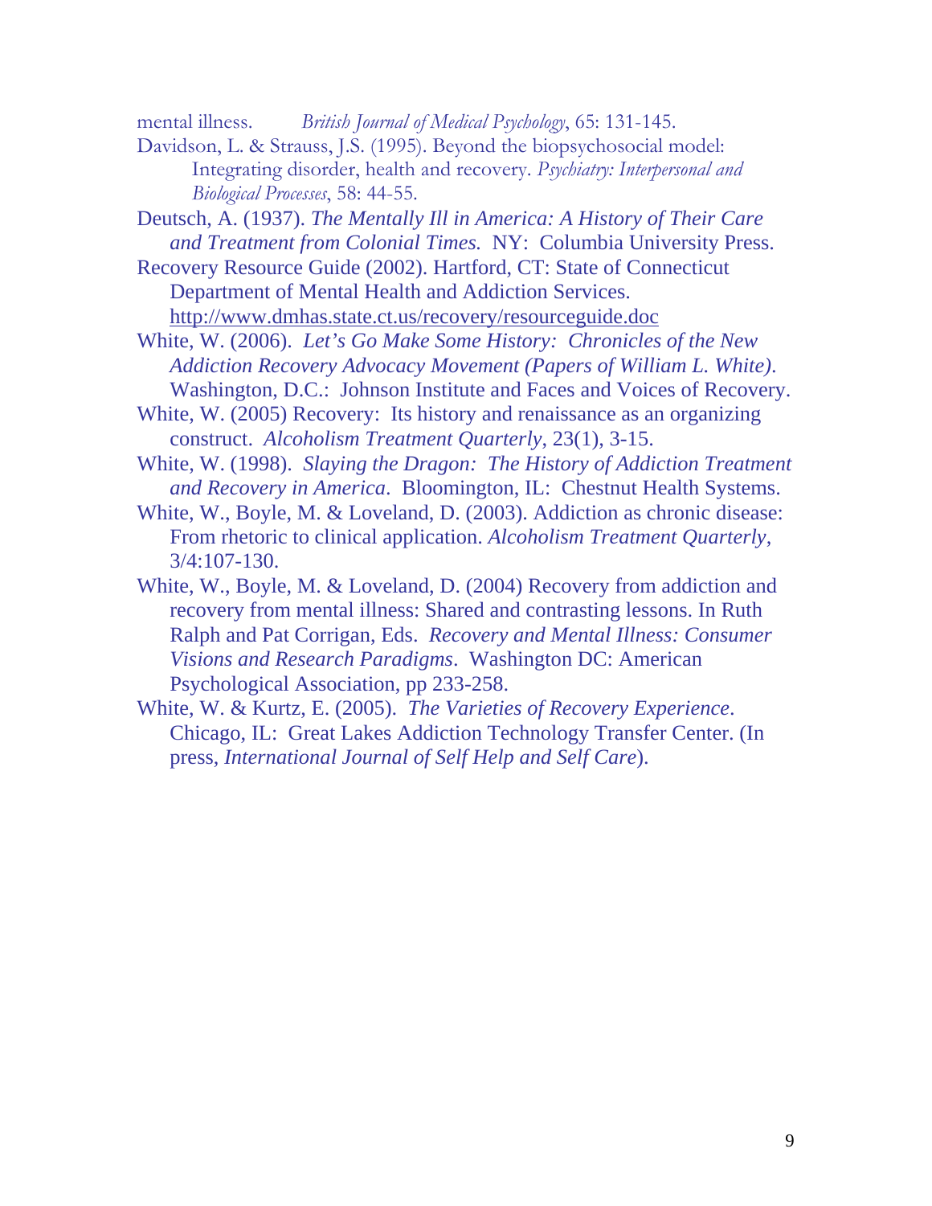mental illness. *British Journal of Medical Psychology*, 65: 131-145.

Davidson, L. & Strauss, J.S. (1995). Beyond the biopsychosocial model: Integrating disorder, health and recovery. *Psychiatry: Interpersonal and Biological Processes*, 58: 44-55.

Deutsch, A. (1937). *The Mentally Ill in America: A History of Their Care and Treatment from Colonial Times.* NY: Columbia University Press.

Recovery Resource Guide (2002). Hartford, CT: State of Connecticut Department of Mental Health and Addiction Services. http://www.dmhas.state.ct.us/recovery/resourceguide.doc

White, W. (2006). *Let's Go Make Some History: Chronicles of the New Addiction Recovery Advocacy Movement (Papers of William L. White).* Washington, D.C.: Johnson Institute and Faces and Voices of Recovery.

White, W. (2005) Recovery: Its history and renaissance as an organizing construct. *Alcoholism Treatment Quarterly*, 23(1), 3-15.

White, W. (1998). *Slaying the Dragon: The History of Addiction Treatment and Recovery in America*. Bloomington, IL: Chestnut Health Systems.

White, W., Boyle, M. & Loveland, D. (2003). Addiction as chronic disease: From rhetoric to clinical application. *Alcoholism Treatment Quarterly*, 3/4:107-130.

White, W., Boyle, M. & Loveland, D. (2004) Recovery from addiction and recovery from mental illness: Shared and contrasting lessons. In Ruth Ralph and Pat Corrigan, Eds. *Recovery and Mental Illness: Consumer Visions and Research Paradigms*. Washington DC: American Psychological Association, pp 233-258.

White, W. & Kurtz, E. (2005). *The Varieties of Recovery Experience*. Chicago, IL: Great Lakes Addiction Technology Transfer Center. (In press, *International Journal of Self Help and Self Care*).